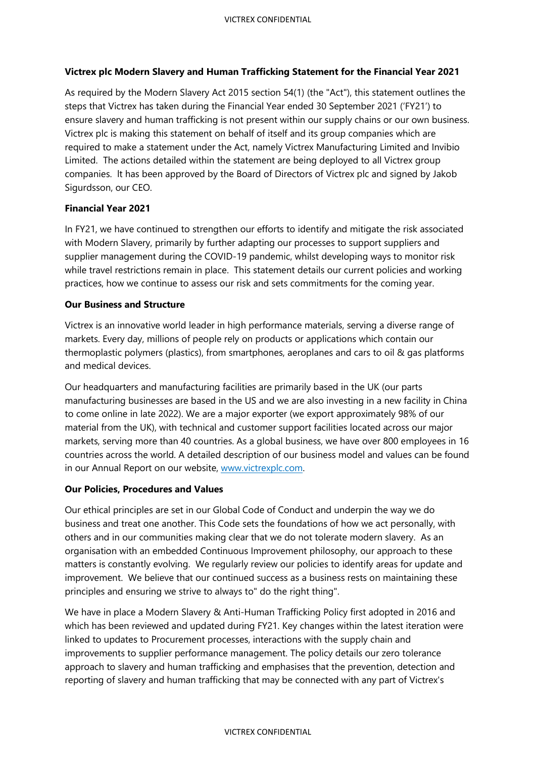**Victrex plc Modern Slavery and Human Trafficking Statement for the Financial Year 2021**

As required by the Modern Slavery Act 2015 section 54(1) (the "Act"), this statement outlines the steps that Victrex has taken during the Financial Year ended 30 September 2021 ('FY21') to ensure slavery and human trafficking is not present within our supply chains or our own business. Victrex plc is making this statement on behalf of itself and its group companies which are required to make a statement under the Act, namely Victrex Manufacturing Limited and Invibio Limited. The actions detailed within the statement are being deployed to all Victrex group companies. It has been approved by the Board of Directors of Victrex plc and signed by Jakob Sigurdsson, our CEO.

**Financial Year 2021**

In FY21, we have continued to strengthen our efforts to identify and mitigate the risk associated with Modern Slavery, primarily by further adapting our processes to support suppliers and supplier management during the COVID-19 pandemic, whilst developing ways to monitor risk while travel restrictions remain in place. This statement details our current policies and working practices, how we continue to assess our risk and sets commitments for the coming year.

**Our Business and Structure**

Victrex is an innovative world leader in high performance materials, serving a diverse range of markets. Every day, millions of people rely on products or applications which contain our thermoplastic polymers (plastics), from smartphones, aeroplanes and cars to oil & gas platforms and medical devices.

Our headquarters and manufacturing facilities are primarily based in the UK (our parts manufacturing businesses are based in the US and we are also investing in a new facility in China to come online in late 2022). We are a major exporter (we export approximately 98% of our material from the UK), with technical and customer support facilities located across our major markets, serving more than 40 countries. As a global business, we have over 800 employees in 16 countries across the world. A detailed description of our business model and values can be found in our Annual Report on our website, www.victrexplc.com.

**Our Policies, Procedures and Values**

Our ethical principles are set in our Global Code of Conduct and underpin the way we do business and treat one another. This Code sets the foundations of how we act personally, with others and in our communities making clear that we do not tolerate modern slavery. As an organisation with an embedded Continuous Improvement philosophy, our approach to these matters is constantly evolving. We regularly review our policies to identify areas for update and improvement. We believe that our continued success as a business rests on maintaining these principles and ensuring we strive to always to" do the right thing".

We have in place a Modern Slavery & Anti-Human Trafficking Policy first adopted in 2016 and which has been reviewed and updated during FY21. Key changes within the latest iteration were linked to updates to Procurement processes, interactions with the supply chain and improvements to supplier performance management. The policy details our zero tolerance approach to slavery and human trafficking and emphasises that the prevention, detection and reporting of slavery and human trafficking that may be connected with any part of Victrex's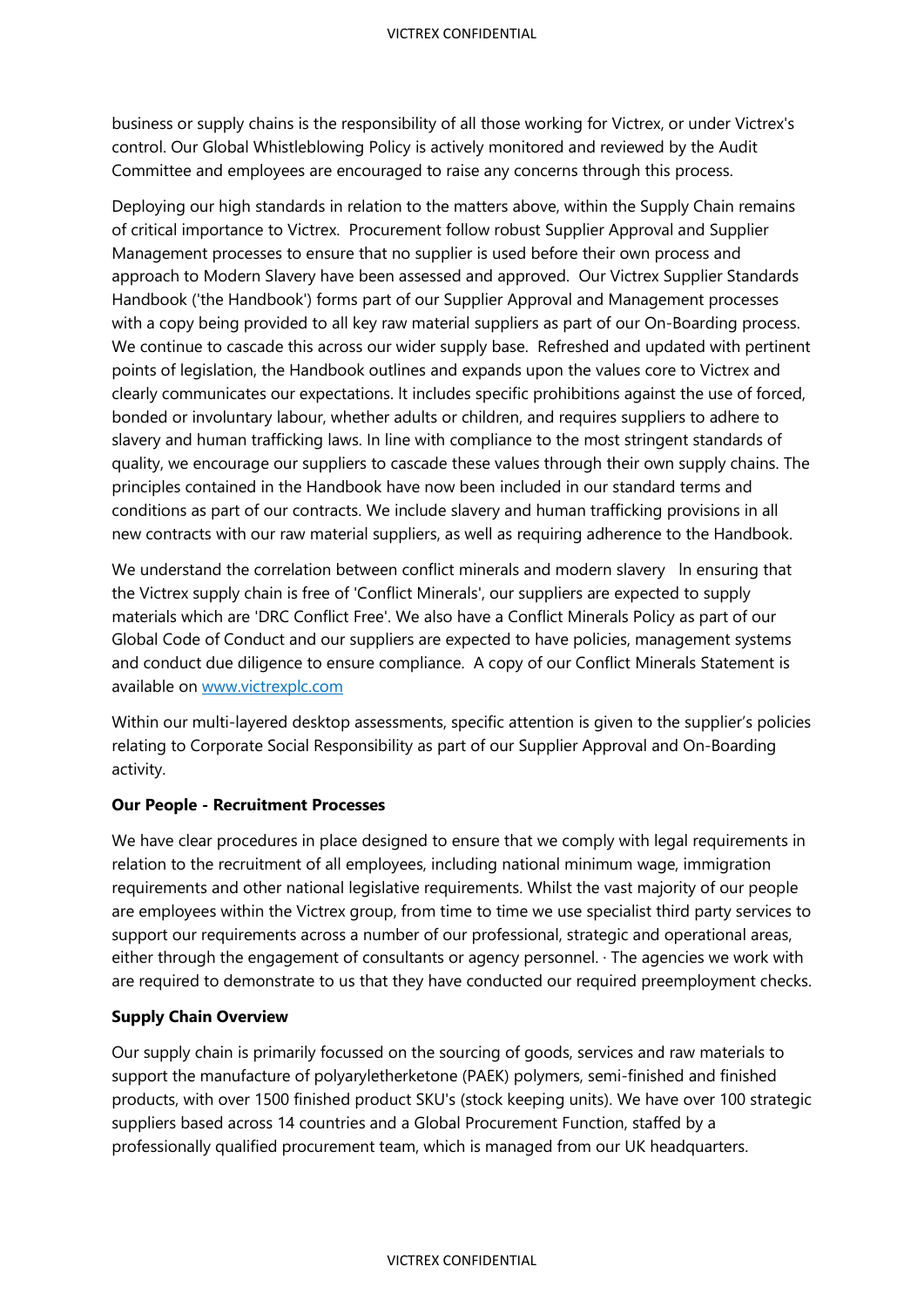business or supply chains is the responsibility of all those working for Victrex, or under Victrex's control. Our Global Whistleblowing Policy is actively monitored and reviewed by the Audit Committee and employees are encouraged to raise any concerns through this process.

Deploying our high standards in relation to the matters above, within the Supply Chain remains of critical importance to Victrex. Procurement follow robust Supplier Approval and Supplier Management processes to ensure that no supplier is used before their own process and approach to Modern Slavery have been assessed and approved. Our Victrex Supplier Standards Handbook ('the Handbook') forms part of our Supplier Approval and Management processes with a copy being provided to all key raw material suppliers as part of our On-Boarding process. We continue to cascade this across our wider supply base. Refreshed and updated with pertinent points of legislation, the Handbook outlines and expands upon the values core to Victrex and clearly communicates our expectations. It includes specific prohibitions against the use of forced, bonded or involuntary labour, whether adults or children, and requires suppliers to adhere to slavery and human trafficking laws. In line with compliance to the most stringent standards of quality, we encourage our suppliers to cascade these values through their own supply chains. The principles contained in the Handbook have now been included in our standard terms and conditions as part of our contracts. We include slavery and human trafficking provisions in all new contracts with our raw material suppliers, as well as requiring adherence to the Handbook.

We understand the correlation between conflict minerals and modern slavery In ensuring that the Victrex supply chain is free of 'Conflict Minerals', our suppliers are expected to supply materials which are 'DRC Conflict Free'. We also have a Conflict Minerals Policy as part of our Global Code of Conduct and our suppliers are expected to have policies, management systems and conduct due diligence to ensure compliance. A copy of our Conflict Minerals Statement is available on [www.victrexplc.com](http://www.victrexplc.com)

Within our multi-layered desktop assessments, specific attention is given to the supplier's policies relating to Corporate Social Responsibility as part of our Supplier Approval and On-Boarding activity.

**Our People - Recruitment Processes**

We have clear procedures in place designed to ensure that we comply with legal requirements in relation to the recruitment of all employees, including national minimum wage, immigration requirements and other national legislative requirements. Whilst the vast majority of our people are employees within the Victrex group, from time to time we use specialist third party services to support our requirements across a number of our professional, strategic and operational areas, either through the engagement of consultants or agency personnel. · The agencies we work with are required to demonstrate to us that they have conducted our required preemployment checks.

**Supply Chain Overview**

Our supply chain is primarily focussed on the sourcing of goods, services and raw materials to support the manufacture of polyaryletherketone (PAEK) polymers, semi-finished and finished products, with over 1500 finished product SKU's (stock keeping units). We have over 100 strategic suppliers based across 14 countries and a Global Procurement Function, staffed by a professionally qualified procurement team, which is managed from our UK headquarters.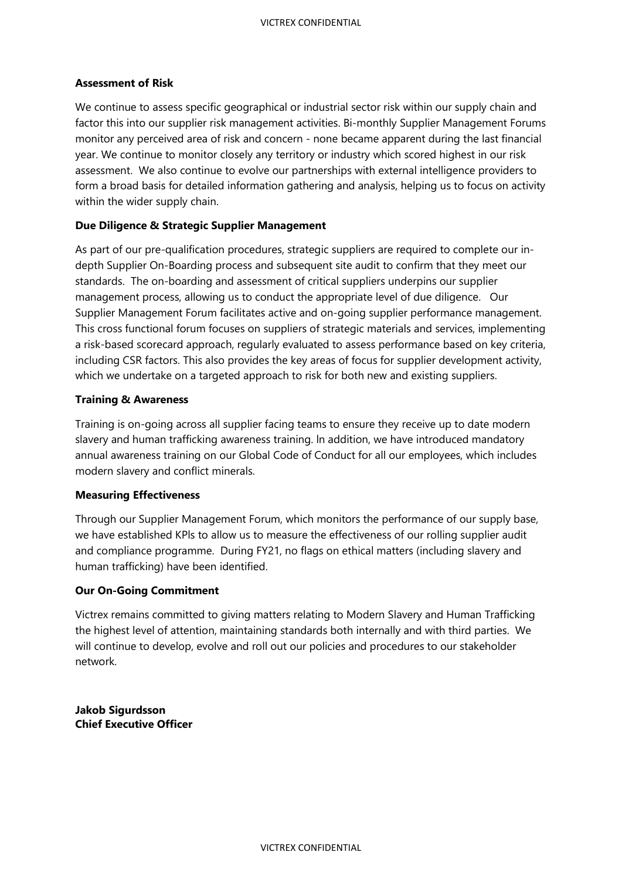**Assessment of Risk**

We continue to assess specific geographical or industrial sector risk within our supply chain and factor this into our supplier risk management activities. Bi-monthly Supplier Management Forums monitor any perceived area of risk and concern - none became apparent during the last financial year. We continue to monitor closely any territory or industry which scored highest in our risk assessment. We also continue to evolve our partnerships with external intelligence providers to form a broad basis for detailed information gathering and analysis, helping us to focus on activity within the wider supply chain.

**Due Diligence & Strategic Supplier Management**

As part of our pre-qualification procedures, strategic suppliers are required to complete our in-depth Supplier On-Boarding process and subsequent site audit to confirm that they meet our standards. The on-boarding and assessment of critical suppliers underpins our supplier management process, allowing us to conduct the appropriate level of due diligence. Our Supplier Management Forum facilitates active and on-going supplier performance management. This cross functional forum focuses on suppliers of strategic materials and services, implementing a risk-based scorecard approach, regularly evaluated to assess performance based on key criteria, including CSR factors. This also provides the key areas of focus for supplier development activity, which we undertake on a targeted approach to risk for both new and existing suppliers.

**Training & Awareness**

Training is on-going across all supplier facing teams to ensure they receive up to date modern slavery and human trafficking awareness training. In addition, we have introduced mandatory annual awareness training on our Global Code of Conduct for all our employees, which includes modern slavery and conflict minerals.

**Measuring Effectiveness**

Through our Supplier Management Forum, which monitors the performance of our supply base, we have established KPIs to allow us to measure the effectiveness of our rolling supplier audit and compliance programme. During FY21, no flags on ethical matters (including slavery and human trafficking) have been identified.

**Our On-Going Commitment**

Victrex remains committed to giving matters relating to Modern Slavery and Human Trafficking the highest level of attention, maintaining standards both internally and with third parties. We will continue to develop, evolve and roll out our policies and procedures to our stakeholder network.

**Jakob Sigurdsson**
**Chief Executive Officer**